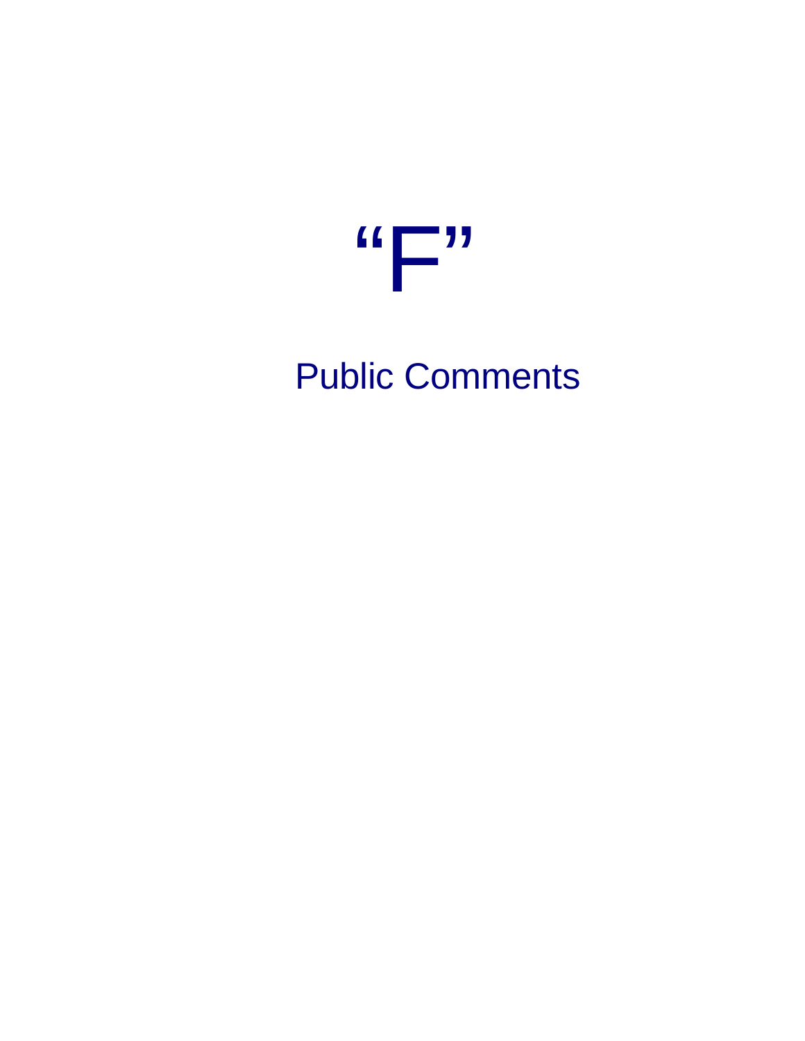# "F"

## Public Comments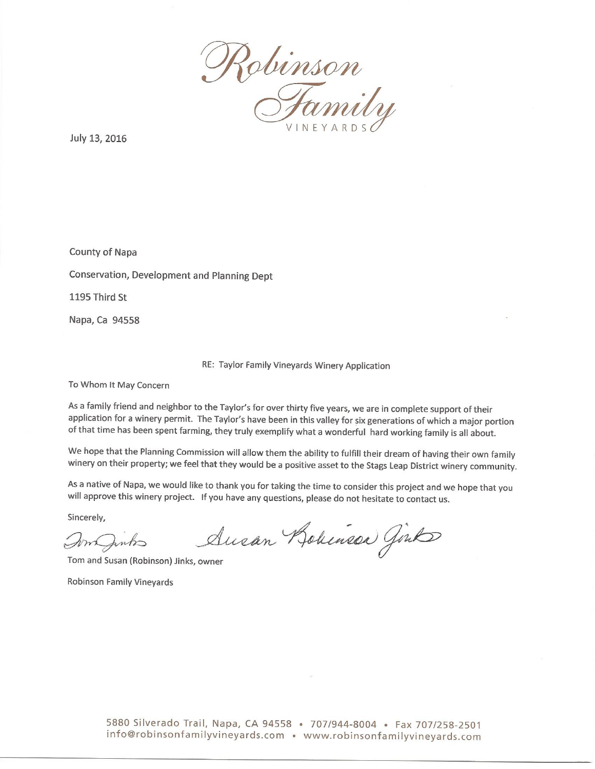Robinson Family VINEYARDS

July 13, 2016

County of Napa

Conservation, Development and Planning Dept

1195 Third St

Napa, Ca 94558

RE: Taylor Family Vineyards Winery Application

To Whom It May Concern

As a family friend and neighbor to the Taylor's for over thirty five years, we are in complete support of their application for a winery permit. The Taylor's have been in this valley for six generations of which a major portion of that time has been spent farming, they truly exemplify what a wonderful hard working family is all about.

We hope that the Planning Commission will allow them the ability to fulfill their dream of having their own family winery on their property; we feel that they would be a positive asset to the Stags Leap District winery community.

As a native of Napa, we would like to thank you for taking the time to consider this project and we hope that you will approve this winery project. If you have any questions, please do not hesitate to contact us.

Sincerely,

Tom Jinks    Susan Robinson Jinks

Tom and Susan (Robinson) Jinks, owner

Robinson Family Vineyards

5880 Silverado Trail, Napa, CA 94558 • 707/944-8004 • Fax 707/258-2501
info@robinsonfamilyvineyards.com • www.robinsonfamilyvineyards.com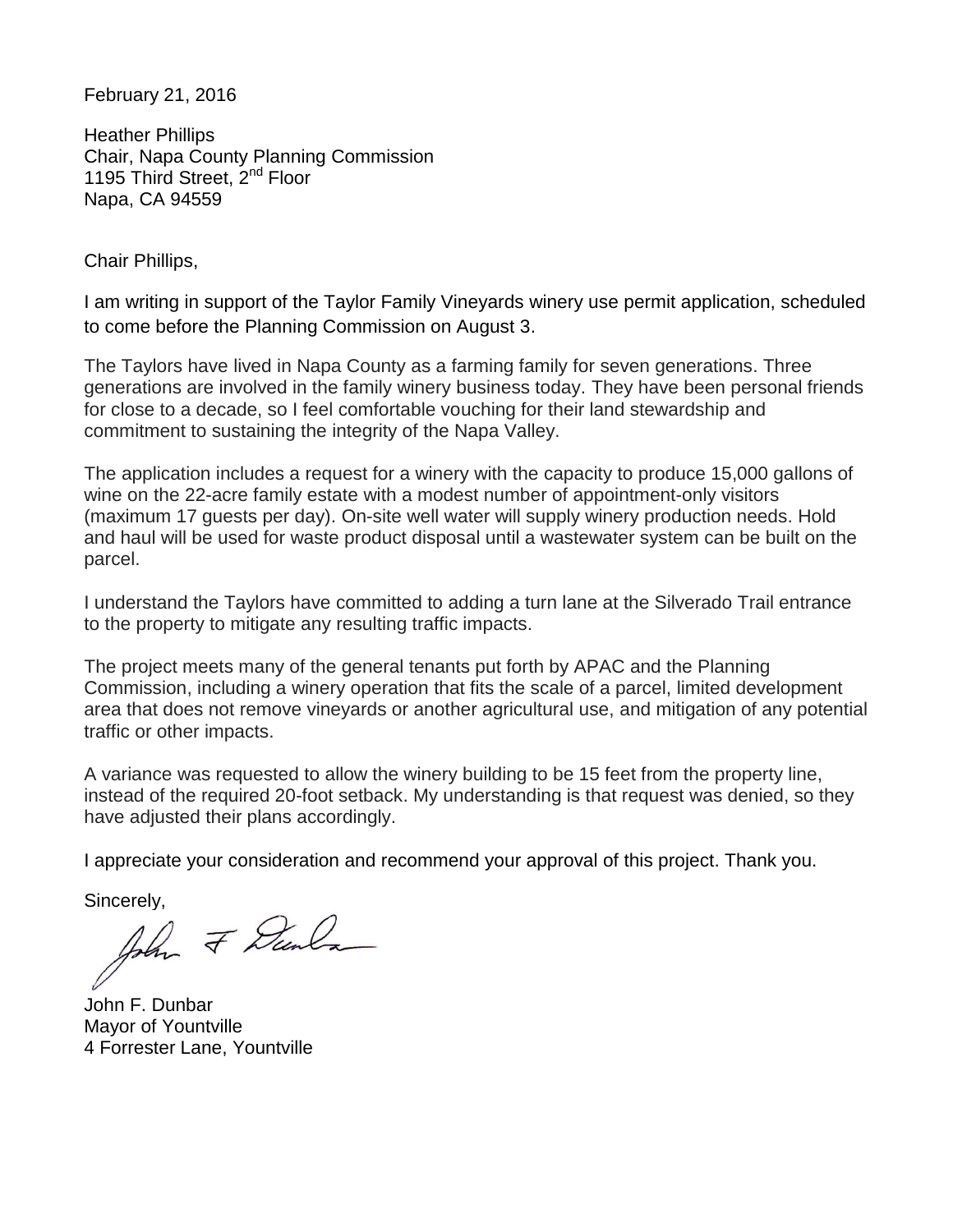February 21, 2016

Heather Phillips
Chair, Napa County Planning Commission
1195 Third Street, 2nd Floor
Napa, CA 94559

Chair Phillips,

I am writing in support of the Taylor Family Vineyards winery use permit application, scheduled to come before the Planning Commission on August 3.

The Taylors have lived in Napa County as a farming family for seven generations. Three generations are involved in the family winery business today. They have been personal friends for close to a decade, so I feel comfortable vouching for their land stewardship and commitment to sustaining the integrity of the Napa Valley.

The application includes a request for a winery with the capacity to produce 15,000 gallons of wine on the 22-acre family estate with a modest number of appointment-only visitors (maximum 17 guests per day). On-site well water will supply winery production needs. Hold and haul will be used for waste product disposal until a wastewater system can be built on the parcel.

I understand the Taylors have committed to adding a turn lane at the Silverado Trail entrance to the property to mitigate any resulting traffic impacts.

The project meets many of the general tenants put forth by APAC and the Planning Commission, including a winery operation that fits the scale of a parcel, limited development area that does not remove vineyards or another agricultural use, and mitigation of any potential traffic or other impacts.

A variance was requested to allow the winery building to be 15 feet from the property line, instead of the required 20-foot setback. My understanding is that request was denied, so they have adjusted their plans accordingly.

I appreciate your consideration and recommend your approval of this project. Thank you.

Sincerely,

John F. Dunbar
Mayor of Yountville
4 Forrester Lane, Yountville